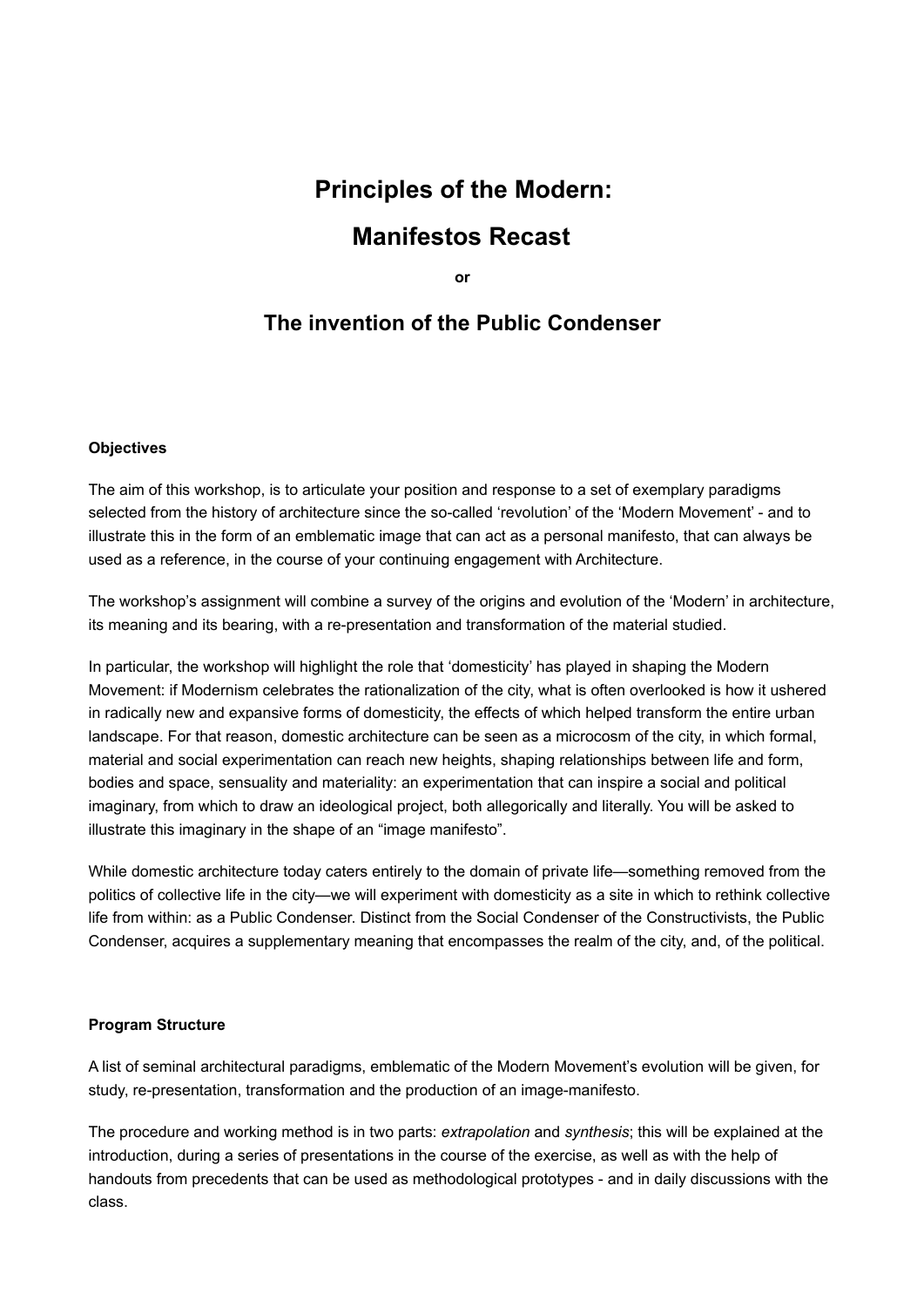# Principles of the Modern:

# Manifestos Recast

**or**

## The invention of the Public Condenser

**Objectives**

The aim of this workshop, is to articulate your position and response to a set of exemplary paradigms selected from the history of architecture since the so-called 'revolution' of the 'Modern Movement' - and to illustrate this in the form of an emblematic image that can act as a personal manifesto, that can always be used as a reference, in the course of your continuing engagement with Architecture.

The workshop's assignment will combine a survey of the origins and evolution of the 'Modern' in architecture, its meaning and its bearing, with a re-presentation and transformation of the material studied.

In particular, the workshop will highlight the role that 'domesticity' has played in shaping the Modern Movement: if Modernism celebrates the rationalization of the city, what is often overlooked is how it ushered in radically new and expansive forms of domesticity, the effects of which helped transform the entire urban landscape. For that reason, domestic architecture can be seen as a microcosm of the city, in which formal, material and social experimentation can reach new heights, shaping relationships between life and form, bodies and space, sensuality and materiality: an experimentation that can inspire a social and political imaginary, from which to draw an ideological project, both allegorically and literally. You will be asked to illustrate this imaginary in the shape of an "image manifesto".

While domestic architecture today caters entirely to the domain of private life—something removed from the politics of collective life in the city—we will experiment with domesticity as a site in which to rethink collective life from within: as a Public Condenser. Distinct from the Social Condenser of the Constructivists, the Public Condenser, acquires a supplementary meaning that encompasses the realm of the city, and, of the political.

**Program Structure**

A list of seminal architectural paradigms, emblematic of the Modern Movement's evolution will be given, for study, re-presentation, transformation and the production of an image-manifesto.

The procedure and working method is in two parts: *extrapolation* and *synthesis*; this will be explained at the introduction, during a series of presentations in the course of the exercise, as well as with the help of handouts from precedents that can be used as methodological prototypes - and in daily discussions with the class.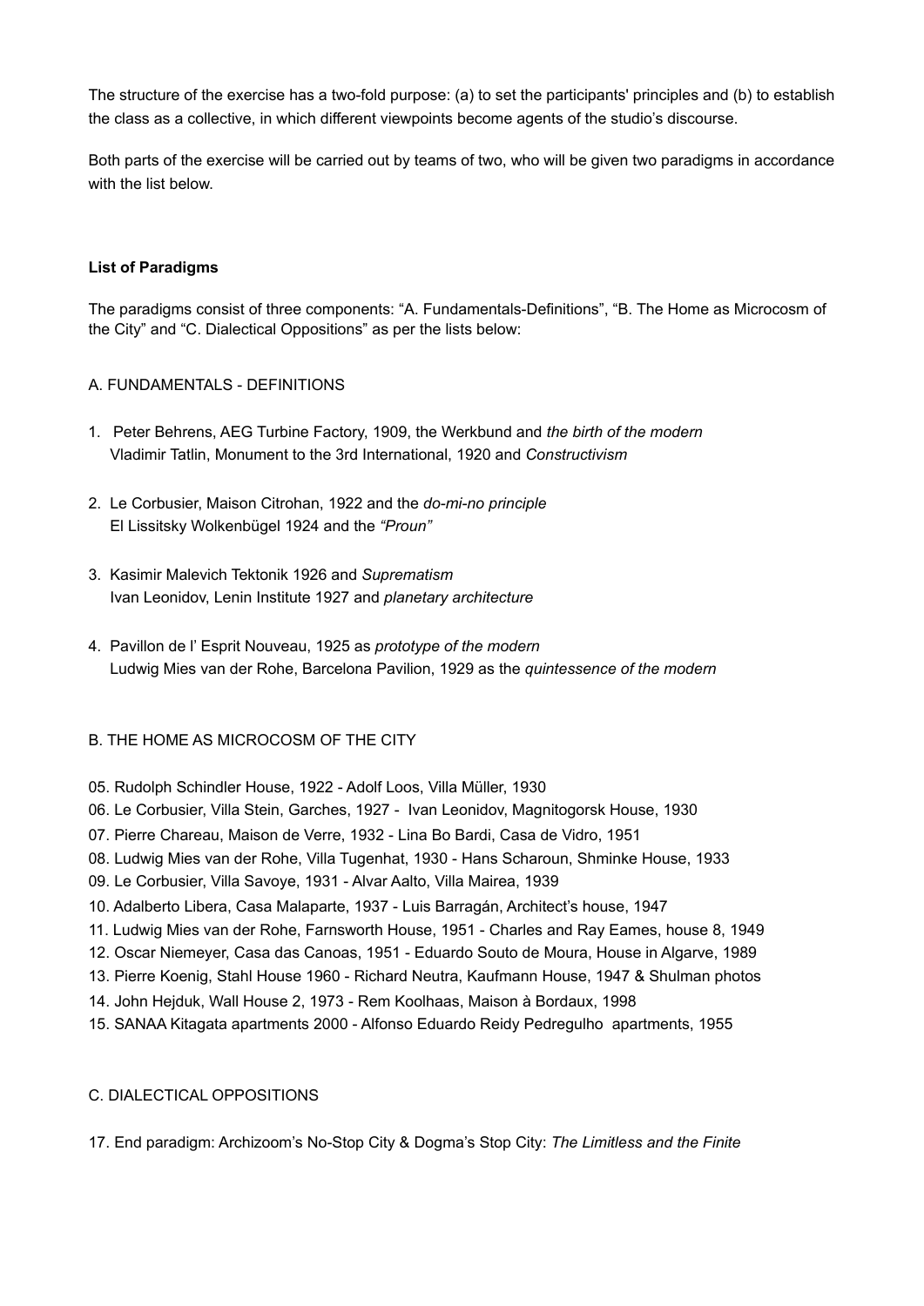The structure of the exercise has a two-fold purpose: (a) to set the participants' principles and (b) to establish the class as a collective, in which different viewpoints become agents of the studio's discourse.

Both parts of the exercise will be carried out by teams of two, who will be given two paradigms in accordance with the list below.

**List of Paradigms**

The paradigms consist of three components: "A. Fundamentals-Definitions", "B. The Home as Microcosm of the City" and "C. Dialectical Oppositions" as per the lists below:

A. FUNDAMENTALS - DEFINITIONS

1. Peter Behrens, AEG Turbine Factory, 1909, the Werkbund and *the birth of the modern*
   Vladimir Tatlin, Monument to the 3rd International, 1920 and *Constructivism*

2. Le Corbusier, Maison Citrohan, 1922 and the *do-mi-no principle*
   El Lissitsky Wolkenbügel 1924 and the *"Proun"*

3. Kasimir Malevich Tektonik 1926 and *Suprematism*
   Ivan Leonidov, Lenin Institute 1927 and *planetary architecture*

4. Pavillon de l' Esprit Nouveau, 1925 as *prototype of the modern*
   Ludwig Mies van der Rohe, Barcelona Pavilion, 1929 as the *quintessence of the modern*

B. THE HOME AS MICROCOSM OF THE CITY

05. Rudolph Schindler House, 1922 - Adolf Loos, Villa Müller, 1930
06. Le Corbusier, Villa Stein, Garches, 1927 - Ivan Leonidov, Magnitogorsk House, 1930
07. Pierre Chareau, Maison de Verre, 1932 - Lina Bo Bardi, Casa de Vidro, 1951
08. Ludwig Mies van der Rohe, Villa Tugenhat, 1930 - Hans Scharoun, Shminke House, 1933
09. Le Corbusier, Villa Savoye, 1931 - Alvar Aalto, Villa Mairea, 1939
10. Adalberto Libera, Casa Malaparte, 1937 - Luis Barragán, Architect's house, 1947
11. Ludwig Mies van der Rohe, Farnsworth House, 1951 - Charles and Ray Eames, house 8, 1949
12. Oscar Niemeyer, Casa das Canoas, 1951 - Eduardo Souto de Moura, House in Algarve, 1989
13. Pierre Koenig, Stahl House 1960 - Richard Neutra, Kaufmann House, 1947 & Shulman photos
14. John Hejduk, Wall House 2, 1973 - Rem Koolhaas, Maison à Bordaux, 1998
15. SANAA Kitagata apartments 2000 - Alfonso Eduardo Reidy Pedregulho apartments, 1955

C. DIALECTICAL OPPOSITIONS

17. End paradigm: Archizoom's No-Stop City & Dogma's Stop City: *The Limitless and the Finite*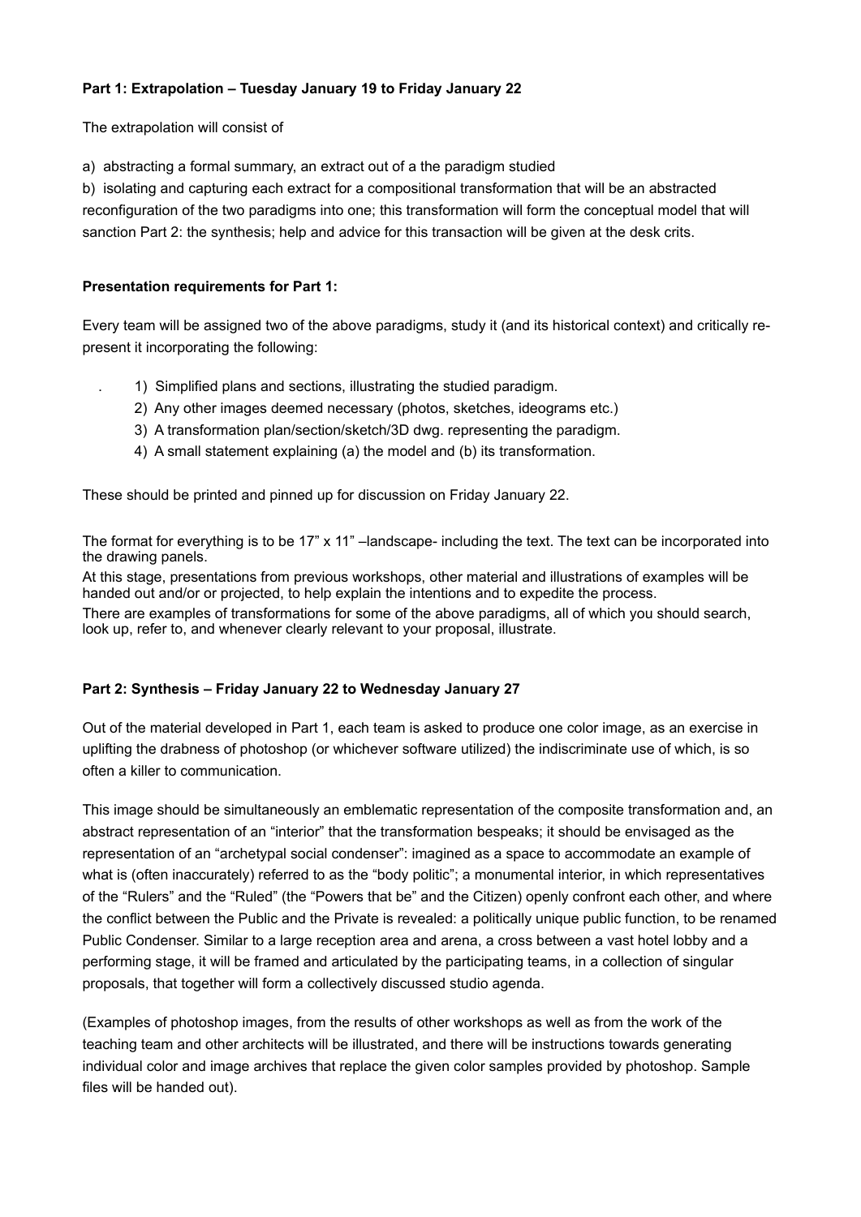**Part 1: Extrapolation – Tuesday January 19 to Friday January 22**

The extrapolation will consist of

a) abstracting a formal summary, an extract out of a the paradigm studied

b) isolating and capturing each extract for a compositional transformation that will be an abstracted reconfiguration of the two paradigms into one; this transformation will form the conceptual model that will sanction Part 2: the synthesis; help and advice for this transaction will be given at the desk crits.

**Presentation requirements for Part 1:**

Every team will be assigned two of the above paradigms, study it (and its historical context) and critically re-present it incorporating the following:

1) Simplified plans and sections, illustrating the studied paradigm.
2) Any other images deemed necessary (photos, sketches, ideograms etc.)
3) A transformation plan/section/sketch/3D dwg. representing the paradigm.
4) A small statement explaining (a) the model and (b) its transformation.

These should be printed and pinned up for discussion on Friday January 22.

The format for everything is to be 17" x 11" –landscape- including the text. The text can be incorporated into the drawing panels.
At this stage, presentations from previous workshops, other material and illustrations of examples will be handed out and/or or projected, to help explain the intentions and to expedite the process.
There are examples of transformations for some of the above paradigms, all of which you should search, look up, refer to, and whenever clearly relevant to your proposal, illustrate.

**Part 2: Synthesis – Friday January 22 to Wednesday January 27**

Out of the material developed in Part 1, each team is asked to produce one color image, as an exercise in uplifting the drabness of photoshop (or whichever software utilized) the indiscriminate use of which, is so often a killer to communication.

This image should be simultaneously an emblematic representation of the composite transformation and, an abstract representation of an "interior" that the transformation bespeaks; it should be envisaged as the representation of an "archetypal social condenser": imagined as a space to accommodate an example of what is (often inaccurately) referred to as the "body politic"; a monumental interior, in which representatives of the "Rulers" and the "Ruled" (the "Powers that be" and the Citizen) openly confront each other, and where the conflict between the Public and the Private is revealed: a politically unique public function, to be renamed Public Condenser. Similar to a large reception area and arena, a cross between a vast hotel lobby and a performing stage, it will be framed and articulated by the participating teams, in a collection of singular proposals, that together will form a collectively discussed studio agenda.

(Examples of photoshop images, from the results of other workshops as well as from the work of the teaching team and other architects will be illustrated, and there will be instructions towards generating individual color and image archives that replace the given color samples provided by photoshop. Sample files will be handed out).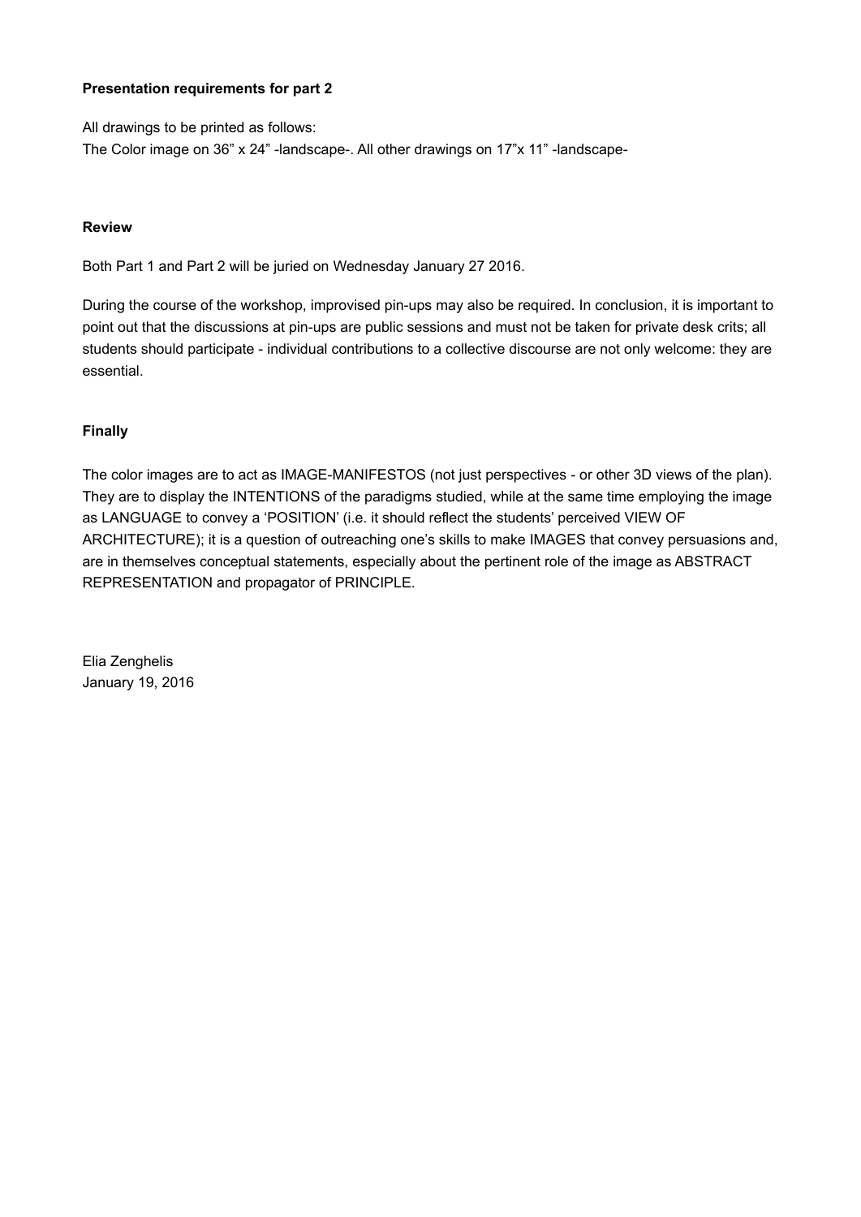**Presentation requirements for part 2**

All drawings to be printed as follows:
The Color image on 36” x 24” -landscape-. All other drawings on 17”x 11” -landscape-

**Review**

Both Part 1 and Part 2 will be juried on Wednesday January 27 2016.

During the course of the workshop, improvised pin-ups may also be required. In conclusion, it is important to point out that the discussions at pin-ups are public sessions and must not be taken for private desk crits; all students should participate - individual contributions to a collective discourse are not only welcome: they are essential.

**Finally**

The color images are to act as IMAGE-MANIFESTOS (not just perspectives - or other 3D views of the plan). They are to display the INTENTIONS of the paradigms studied, while at the same time employing the image as LANGUAGE to convey a ‘POSITION’ (i.e. it should reflect the students’ perceived VIEW OF ARCHITECTURE); it is a question of outreaching one’s skills to make IMAGES that convey persuasions and, are in themselves conceptual statements, especially about the pertinent role of the image as ABSTRACT REPRESENTATION and propagator of PRINCIPLE.

Elia Zenghelis
January 19, 2016